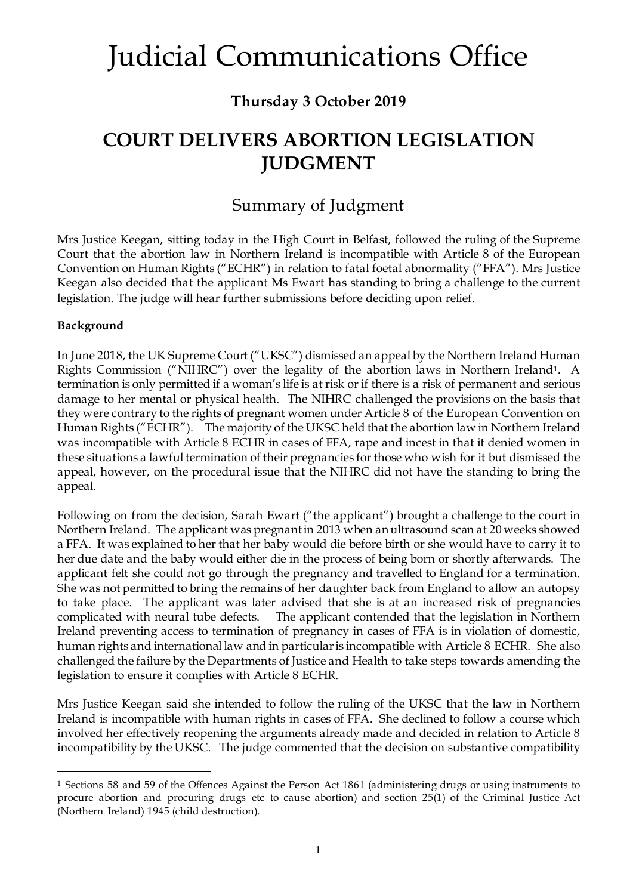# Judicial Communications Office

**Thursday 3 October 2019**

## COURT DELIVERS ABORTION LEGISLATION JUDGMENT

### Summary of Judgment

Mrs Justice Keegan, sitting today in the High Court in Belfast, followed the ruling of the Supreme Court that the abortion law in Northern Ireland is incompatible with Article 8 of the European Convention on Human Rights ("ECHR") in relation to fatal foetal abnormality ("FFA"). Mrs Justice Keegan also decided that the applicant Ms Ewart has standing to bring a challenge to the current legislation. The judge will hear further submissions before deciding upon relief.

**Background**

In June 2018, the UK Supreme Court ("UKSC") dismissed an appeal by the Northern Ireland Human Rights Commission ("NIHRC") over the legality of the abortion laws in Northern Ireland[1]. A termination is only permitted if a woman's life is at risk or if there is a risk of permanent and serious damage to her mental or physical health. The NIHRC challenged the provisions on the basis that they were contrary to the rights of pregnant women under Article 8 of the European Convention on Human Rights ("ECHR"). The majority of the UKSC held that the abortion law in Northern Ireland was incompatible with Article 8 ECHR in cases of FFA, rape and incest in that it denied women in these situations a lawful termination of their pregnancies for those who wish for it but dismissed the appeal, however, on the procedural issue that the NIHRC did not have the standing to bring the appeal.

Following on from the decision, Sarah Ewart ("the applicant") brought a challenge to the court in Northern Ireland. The applicant was pregnant in 2013 when an ultrasound scan at 20 weeks showed a FFA. It was explained to her that her baby would die before birth or she would have to carry it to her due date and the baby would either die in the process of being born or shortly afterwards. The applicant felt she could not go through the pregnancy and travelled to England for a termination. She was not permitted to bring the remains of her daughter back from England to allow an autopsy to take place. The applicant was later advised that she is at an increased risk of pregnancies complicated with neural tube defects. The applicant contended that the legislation in Northern Ireland preventing access to termination of pregnancy in cases of FFA is in violation of domestic, human rights and international law and in particular is incompatible with Article 8 ECHR. She also challenged the failure by the Departments of Justice and Health to take steps towards amending the legislation to ensure it complies with Article 8 ECHR.

Mrs Justice Keegan said she intended to follow the ruling of the UKSC that the law in Northern Ireland is incompatible with human rights in cases of FFA. She declined to follow a course which involved her effectively reopening the arguments already made and decided in relation to Article 8 incompatibility by the UKSC. The judge commented that the decision on substantive compatibility

---

[1] Sections 58 and 59 of the Offences Against the Person Act 1861 (administering drugs or using instruments to procure abortion and procuring drugs etc to cause abortion) and section 25(1) of the Criminal Justice Act (Northern Ireland) 1945 (child destruction).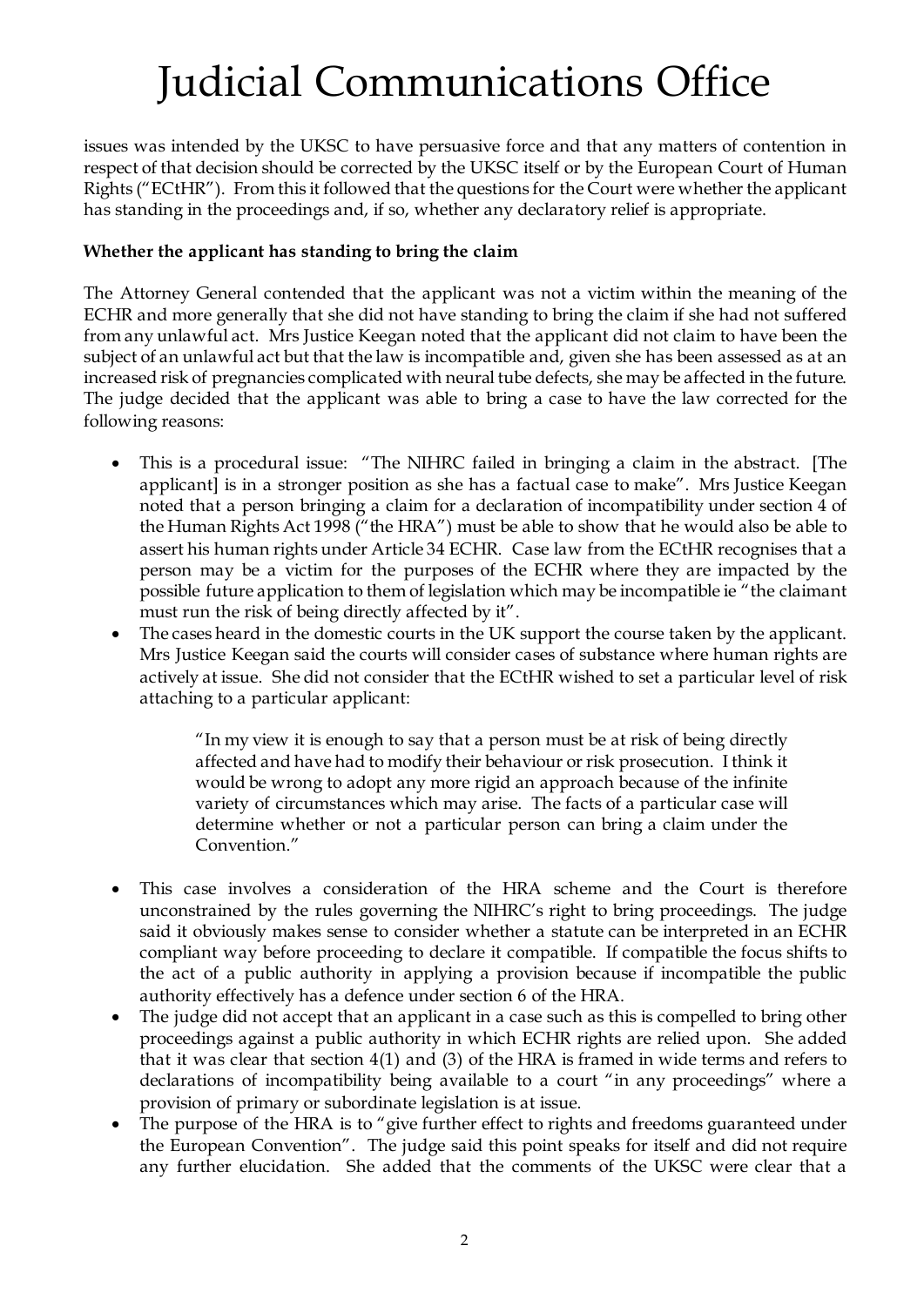issues was intended by the UKSC to have persuasive force and that any matters of contention in respect of that decision should be corrected by the UKSC itself or by the European Court of Human Rights ("ECtHR"). From this it followed that the questions for the Court were whether the applicant has standing in the proceedings and, if so, whether any declaratory relief is appropriate.

**Whether the applicant has standing to bring the claim**

The Attorney General contended that the applicant was not a victim within the meaning of the ECHR and more generally that she did not have standing to bring the claim if she had not suffered from any unlawful act. Mrs Justice Keegan noted that the applicant did not claim to have been the subject of an unlawful act but that the law is incompatible and, given she has been assessed as at an increased risk of pregnancies complicated with neural tube defects, she may be affected in the future. The judge decided that the applicant was able to bring a case to have the law corrected for the following reasons:

- This is a procedural issue: "The NIHRC failed in bringing a claim in the abstract. [The applicant] is in a stronger position as she has a factual case to make". Mrs Justice Keegan noted that a person bringing a claim for a declaration of incompatibility under section 4 of the Human Rights Act 1998 ("the HRA") must be able to show that he would also be able to assert his human rights under Article 34 ECHR. Case law from the ECtHR recognises that a person may be a victim for the purposes of the ECHR where they are impacted by the possible future application to them of legislation which may be incompatible ie "the claimant must run the risk of being directly affected by it".
- The cases heard in the domestic courts in the UK support the course taken by the applicant. Mrs Justice Keegan said the courts will consider cases of substance where human rights are actively at issue. She did not consider that the ECtHR wished to set a particular level of risk attaching to a particular applicant:

  > "In my view it is enough to say that a person must be at risk of being directly affected and have had to modify their behaviour or risk prosecution. I think it would be wrong to adopt any more rigid an approach because of the infinite variety of circumstances which may arise. The facts of a particular case will determine whether or not a particular person can bring a claim under the Convention."

- This case involves a consideration of the HRA scheme and the Court is therefore unconstrained by the rules governing the NIHRC's right to bring proceedings. The judge said it obviously makes sense to consider whether a statute can be interpreted in an ECHR compliant way before proceeding to declare it compatible. If compatible the focus shifts to the act of a public authority in applying a provision because if incompatible the public authority effectively has a defence under section 6 of the HRA.
- The judge did not accept that an applicant in a case such as this is compelled to bring other proceedings against a public authority in which ECHR rights are relied upon. She added that it was clear that section 4(1) and (3) of the HRA is framed in wide terms and refers to declarations of incompatibility being available to a court "in any proceedings" where a provision of primary or subordinate legislation is at issue.
- The purpose of the HRA is to "give further effect to rights and freedoms guaranteed under the European Convention". The judge said this point speaks for itself and did not require any further elucidation. She added that the comments of the UKSC were clear that a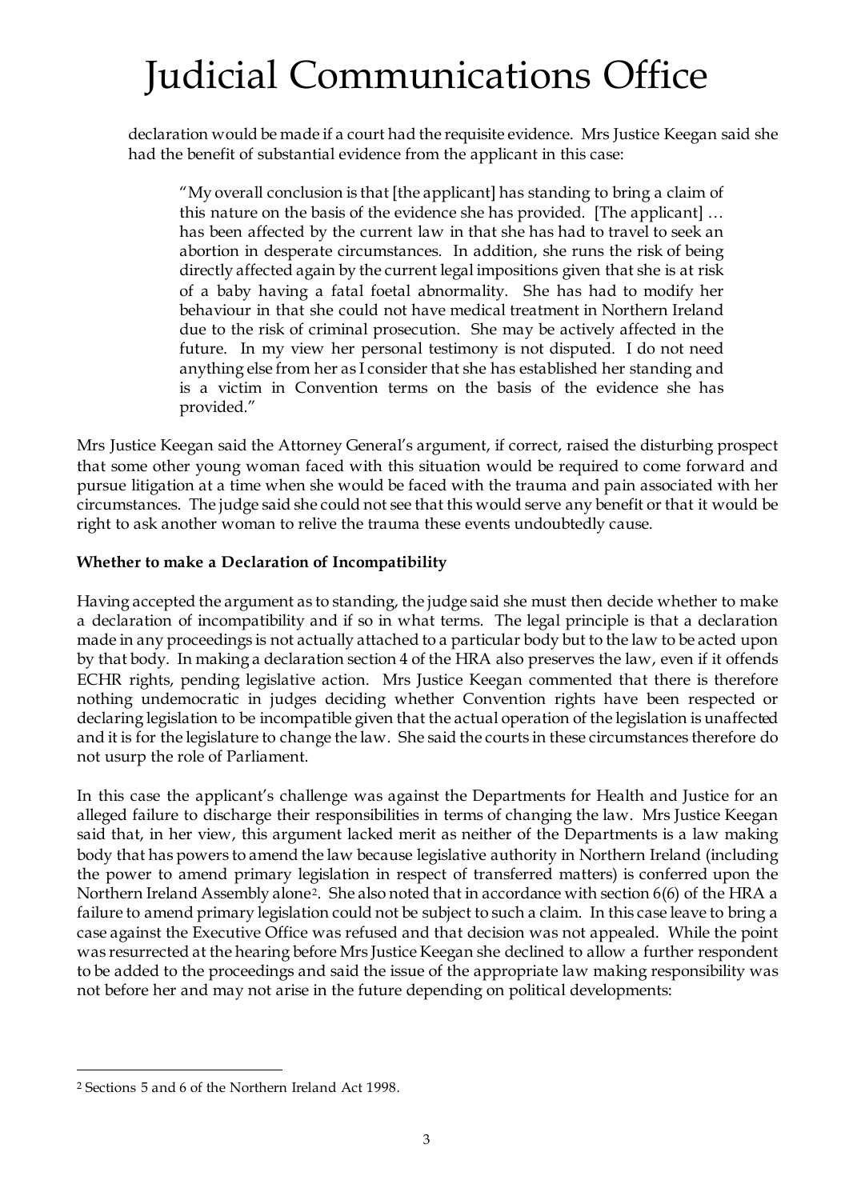declaration would be made if a court had the requisite evidence. Mrs Justice Keegan said she had the benefit of substantial evidence from the applicant in this case:

> "My overall conclusion is that [the applicant] has standing to bring a claim of this nature on the basis of the evidence she has provided. [The applicant] … has been affected by the current law in that she has had to travel to seek an abortion in desperate circumstances. In addition, she runs the risk of being directly affected again by the current legal impositions given that she is at risk of a baby having a fatal foetal abnormality. She has had to modify her behaviour in that she could not have medical treatment in Northern Ireland due to the risk of criminal prosecution. She may be actively affected in the future. In my view her personal testimony is not disputed. I do not need anything else from her as I consider that she has established her standing and is a victim in Convention terms on the basis of the evidence she has provided."

Mrs Justice Keegan said the Attorney General's argument, if correct, raised the disturbing prospect that some other young woman faced with this situation would be required to come forward and pursue litigation at a time when she would be faced with the trauma and pain associated with her circumstances. The judge said she could not see that this would serve any benefit or that it would be right to ask another woman to relive the trauma these events undoubtedly cause.

**Whether to make a Declaration of Incompatibility**

Having accepted the argument as to standing, the judge said she must then decide whether to make a declaration of incompatibility and if so in what terms. The legal principle is that a declaration made in any proceedings is not actually attached to a particular body but to the law to be acted upon by that body. In making a declaration section 4 of the HRA also preserves the law, even if it offends ECHR rights, pending legislative action. Mrs Justice Keegan commented that there is therefore nothing undemocratic in judges deciding whether Convention rights have been respected or declaring legislation to be incompatible given that the actual operation of the legislation is unaffected and it is for the legislature to change the law. She said the courts in these circumstances therefore do not usurp the role of Parliament.

In this case the applicant's challenge was against the Departments for Health and Justice for an alleged failure to discharge their responsibilities in terms of changing the law. Mrs Justice Keegan said that, in her view, this argument lacked merit as neither of the Departments is a law making body that has powers to amend the law because legislative authority in Northern Ireland (including the power to amend primary legislation in respect of transferred matters) is conferred upon the Northern Ireland Assembly alone[2]. She also noted that in accordance with section 6(6) of the HRA a failure to amend primary legislation could not be subject to such a claim. In this case leave to bring a case against the Executive Office was refused and that decision was not appealed. While the point was resurrected at the hearing before Mrs Justice Keegan she declined to allow a further respondent to be added to the proceedings and said the issue of the appropriate law making responsibility was not before her and may not arise in the future depending on political developments:

---

[2] Sections 5 and 6 of the Northern Ireland Act 1998.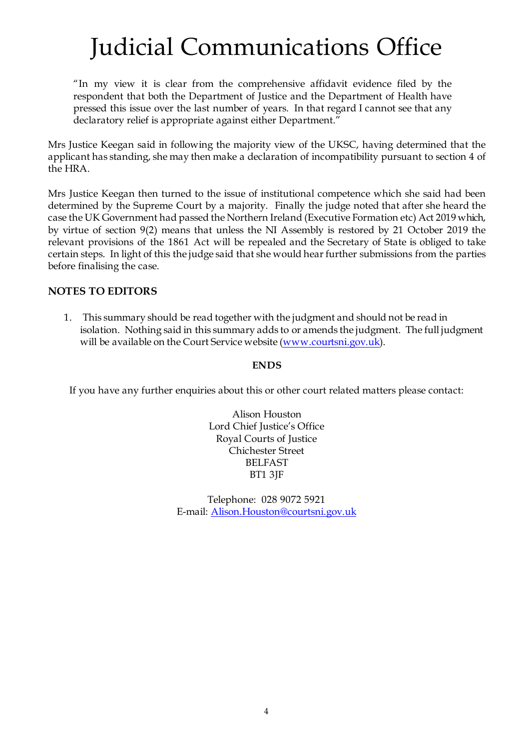"In my view it is clear from the comprehensive affidavit evidence filed by the respondent that both the Department of Justice and the Department of Health have pressed this issue over the last number of years. In that regard I cannot see that any declaratory relief is appropriate against either Department."

Mrs Justice Keegan said in following the majority view of the UKSC, having determined that the applicant has standing, she may then make a declaration of incompatibility pursuant to section 4 of the HRA.

Mrs Justice Keegan then turned to the issue of institutional competence which she said had been determined by the Supreme Court by a majority. Finally the judge noted that after she heard the case the UK Government had passed the Northern Ireland (Executive Formation etc) Act 2019 which, by virtue of section 9(2) means that unless the NI Assembly is restored by 21 October 2019 the relevant provisions of the 1861 Act will be repealed and the Secretary of State is obliged to take certain steps. In light of this the judge said that she would hear further submissions from the parties before finalising the case.

**NOTES TO EDITORS**

1. This summary should be read together with the judgment and should not be read in isolation. Nothing said in this summary adds to or amends the judgment. The full judgment will be available on the Court Service website ([www.courtsni.gov.uk](www.courtsni.gov.uk)).

**ENDS**

If you have any further enquiries about this or other court related matters please contact:

Alison Houston
Lord Chief Justice's Office
Royal Courts of Justice
Chichester Street
BELFAST
BT1 3JF

Telephone: 028 9072 5921
E-mail: [Alison.Houston@courtsni.gov.uk](mailto:Alison.Houston@courtsni.gov.uk)